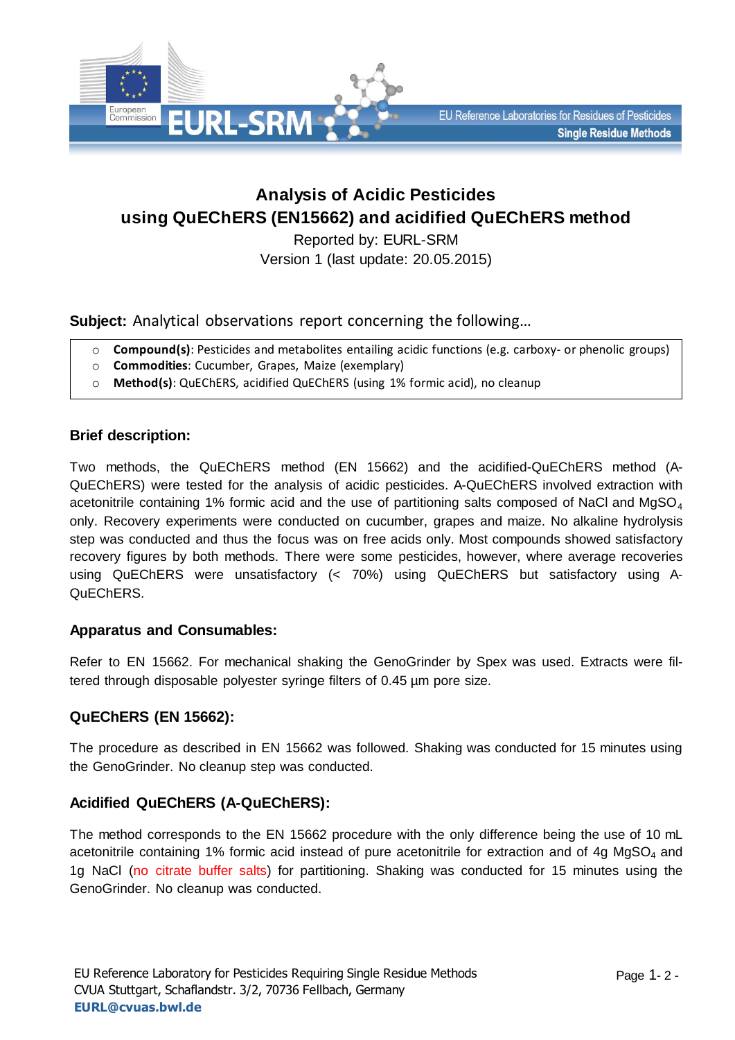# Analysis of Acidic Pesticides using QuEChERS (EN15662) and acidified QuEChERS method

Reported by: EURL-SRM

Version 1 (last update: 20.05.2015)

**Subject:** Analytical observations report concerning the following…

- **Compound(s)**: Pesticides and metabolites entailing acidic functions (e.g. carboxy- or phenolic groups)
- **Commodities**: Cucumber, Grapes, Maize (exemplary)
- **Method(s)**: QuEChERS, acidified QuEChERS (using 1% formic acid), no cleanup

## Brief description:

Two methods, the QuEChERS method (EN 15662) and the acidified-QuEChERS method (A-QuEChERS) were tested for the analysis of acidic pesticides. A-QuEChERS involved extraction with acetonitrile containing 1% formic acid and the use of partitioning salts composed of NaCl and $MgSO_4$ only. Recovery experiments were conducted on cucumber, grapes and maize. No alkaline hydrolysis step was conducted and thus the focus was on free acids only. Most compounds showed satisfactory recovery figures by both methods. There were some pesticides, however, where average recoveries using QuEChERS were unsatisfactory (< 70%) using QuEChERS but satisfactory using A-QuEChERS.

## Apparatus and Consumables:

Refer to EN 15662. For mechanical shaking the GenoGrinder by Spex was used. Extracts were filtered through disposable polyester syringe filters of 0.45 µm pore size.

## QuEChERS (EN 15662):

The procedure as described in EN 15662 was followed. Shaking was conducted for 15 minutes using the GenoGrinder. No cleanup step was conducted.

## Acidified QuEChERS (A-QuEChERS):

The method corresponds to the EN 15662 procedure with the only difference being the use of 10 mL acetonitrile containing 1% formic acid instead of pure acetonitrile for extraction and of 4g $MgSO_4$ and 1g NaCl (no citrate buffer salts) for partitioning. Shaking was conducted for 15 minutes using the GenoGrinder. No cleanup was conducted.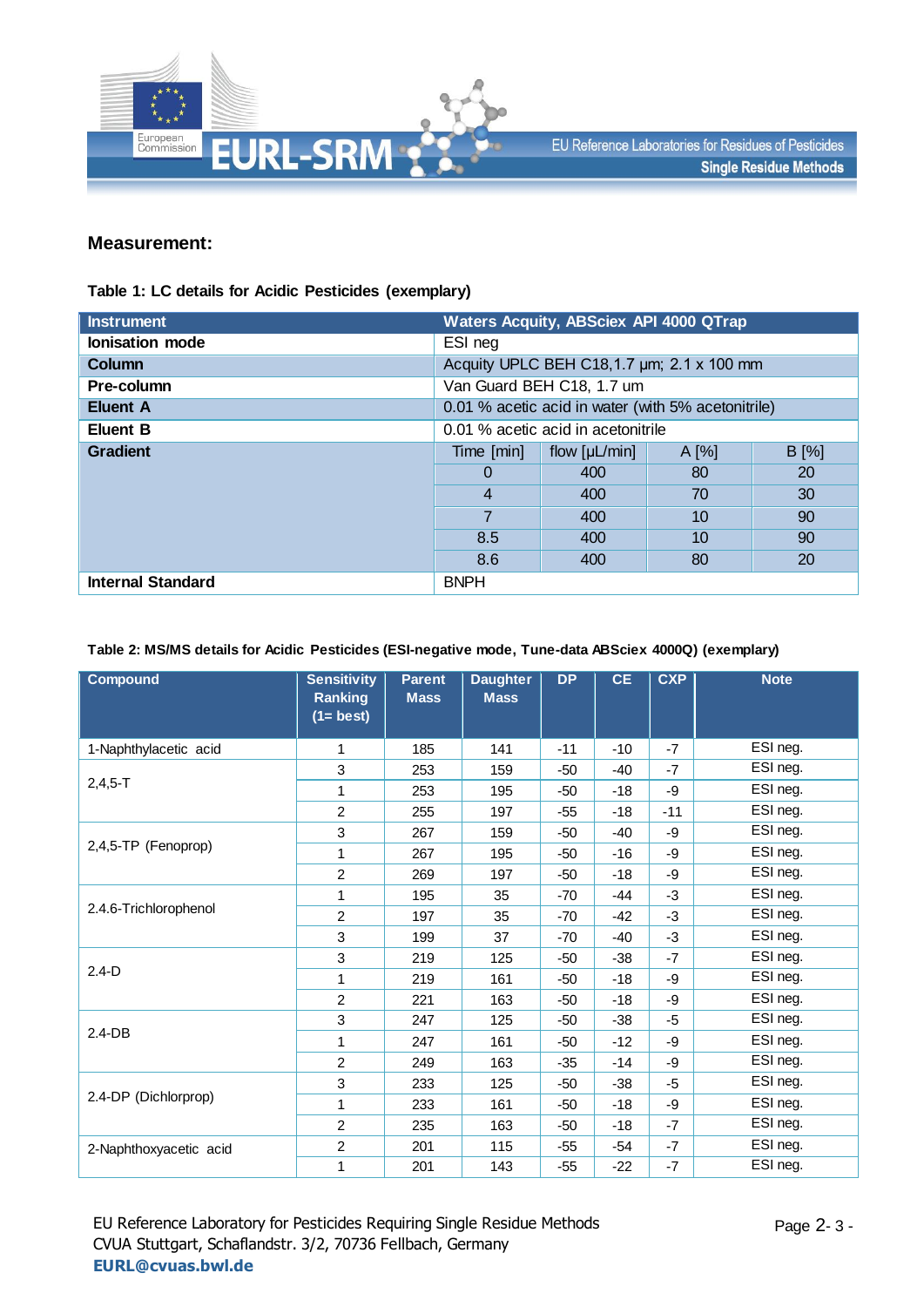## Measurement:

**Table 1: LC details for Acidic Pesticides (exemplary)**

| Instrument | Waters Acquity, ABSciex API 4000 QTrap | | | |
|---|---|---|---|---|
| **Ionisation mode** | ESI neg | | | |
| **Column** | Acquity UPLC BEH C18,1.7 µm; 2.1 x 100 mm | | | |
| **Pre-column** | Van Guard BEH C18, 1.7 um | | | |
| **Eluent A** | 0.01 % acetic acid in water (with 5% acetonitrile) | | | |
| **Eluent B** | 0.01 % acetic acid in acetonitrile | | | |
| **Gradient** | Time [min] | flow [µL/min] | A [%] | B [%] |
| | 0 | 400 | 80 | 20 |
| | 4 | 400 | 70 | 30 |
| | 7 | 400 | 10 | 90 |
| | 8.5 | 400 | 10 | 90 |
| | 8.6 | 400 | 80 | 20 |
| **Internal Standard** | BNPH | | | |

**Table 2: MS/MS details for Acidic Pesticides (ESI-negative mode, Tune-data ABSciex 4000Q) (exemplary)**

| Compound | Sensitivity Ranking (1= best) | Parent Mass | Daughter Mass | DP | CE | CXP | Note |
|---|---|---|---|---|---|---|---|
| 1-Naphthylacetic acid | 1 | 185 | 141 | -11 | -10 | -7 | ESI neg. |
| 2,4,5-T | 3 | 253 | 159 | -50 | -40 | -7 | ESI neg. |
| | 1 | 253 | 195 | -50 | -18 | -9 | ESI neg. |
| | 2 | 255 | 197 | -55 | -18 | -11 | ESI neg. |
| 2,4,5-TP (Fenoprop) | 3 | 267 | 159 | -50 | -40 | -9 | ESI neg. |
| | 1 | 267 | 195 | -50 | -16 | -9 | ESI neg. |
| | 2 | 269 | 197 | -50 | -18 | -9 | ESI neg. |
| 2.4.6-Trichlorophenol | 1 | 195 | 35 | -70 | -44 | -3 | ESI neg. |
| | 2 | 197 | 35 | -70 | -42 | -3 | ESI neg. |
| | 3 | 199 | 37 | -70 | -40 | -3 | ESI neg. |
| 2.4-D | 3 | 219 | 125 | -50 | -38 | -7 | ESI neg. |
| | 1 | 219 | 161 | -50 | -18 | -9 | ESI neg. |
| | 2 | 221 | 163 | -50 | -18 | -9 | ESI neg. |
| 2.4-DB | 3 | 247 | 125 | -50 | -38 | -5 | ESI neg. |
| | 1 | 247 | 161 | -50 | -12 | -9 | ESI neg. |
| | 2 | 249 | 163 | -35 | -14 | -9 | ESI neg. |
| 2.4-DP (Dichlorprop) | 3 | 233 | 125 | -50 | -38 | -5 | ESI neg. |
| | 1 | 233 | 161 | -50 | -18 | -9 | ESI neg. |
| | 2 | 235 | 163 | -50 | -18 | -7 | ESI neg. |
| 2-Naphthoxyacetic acid | 2 | 201 | 115 | -55 | -54 | -7 | ESI neg. |
| | 1 | 201 | 143 | -55 | -22 | -7 | ESI neg. |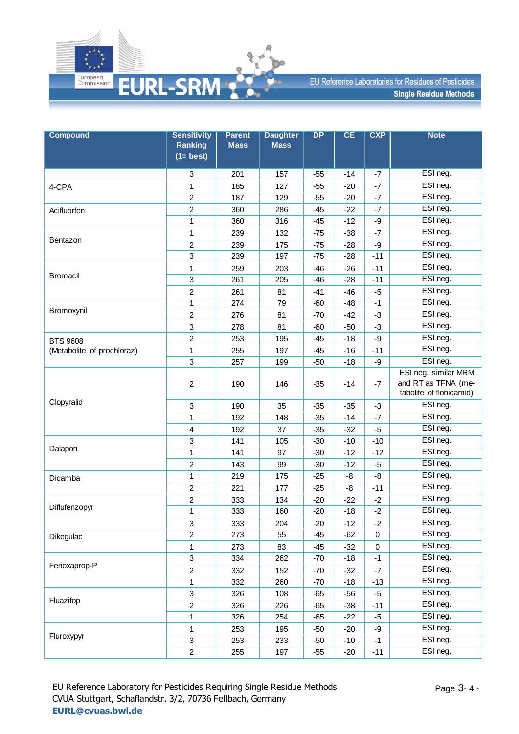| Compound | Sensitivity Ranking (1= best) | Parent Mass | Daughter Mass | DP | CE | CXP | Note |
|---|---|---|---|---|---|---|---|
| | 3 | 201 | 157 | -55 | -14 | -7 | ESI neg. |
| 4-CPA | 1 | 185 | 127 | -55 | -20 | -7 | ESI neg. |
| | 2 | 187 | 129 | -55 | -20 | -7 | ESI neg. |
| Acifluorfen | 2 | 360 | 286 | -45 | -22 | -7 | ESI neg. |
| | 1 | 360 | 316 | -45 | -12 | -9 | ESI neg. |
| Bentazon | 1 | 239 | 132 | -75 | -38 | -7 | ESI neg. |
| | 2 | 239 | 175 | -75 | -28 | -9 | ESI neg. |
| | 3 | 239 | 197 | -75 | -28 | -11 | ESI neg. |
| Bromacil | 1 | 259 | 203 | -46 | -26 | -11 | ESI neg. |
| | 3 | 261 | 205 | -46 | -28 | -11 | ESI neg. |
| | 2 | 261 | 81 | -41 | -46 | -5 | ESI neg. |
| Bromoxynil | 1 | 274 | 79 | -60 | -48 | -1 | ESI neg. |
| | 2 | 276 | 81 | -70 | -42 | -3 | ESI neg. |
| | 3 | 278 | 81 | -60 | -50 | -3 | ESI neg. |
| BTS 9608 (Metabolite of prochloraz) | 2 | 253 | 195 | -45 | -18 | -9 | ESI neg. |
| | 1 | 255 | 197 | -45 | -16 | -11 | ESI neg. |
| | 3 | 257 | 199 | -50 | -18 | -9 | ESI neg. |
| Clopyralid | 2 | 190 | 146 | -35 | -14 | -7 | ESI neg. similar MRM and RT as TFNA (metabolite of flonicamid) |
| | 3 | 190 | 35 | -35 | -35 | -3 | ESI neg. |
| | 1 | 192 | 148 | -35 | -14 | -7 | ESI neg. |
| | 4 | 192 | 37 | -35 | -32 | -5 | ESI neg. |
| Dalapon | 3 | 141 | 105 | -30 | -10 | -10 | ESI neg. |
| | 1 | 141 | 97 | -30 | -12 | -12 | ESI neg. |
| | 2 | 143 | 99 | -30 | -12 | -5 | ESI neg. |
| Dicamba | 1 | 219 | 175 | -25 | -8 | -8 | ESI neg. |
| | 2 | 221 | 177 | -25 | -8 | -11 | ESI neg. |
| Diflufenzopyr | 2 | 333 | 134 | -20 | -22 | -2 | ESI neg. |
| | 1 | 333 | 160 | -20 | -18 | -2 | ESI neg. |
| | 3 | 333 | 204 | -20 | -12 | -2 | ESI neg. |
| Dikegulac | 2 | 273 | 55 | -45 | -62 | 0 | ESI neg. |
| | 1 | 273 | 83 | -45 | -32 | 0 | ESI neg. |
| Fenoxaprop-P | 3 | 334 | 262 | -70 | -18 | -1 | ESI neg. |
| | 2 | 332 | 152 | -70 | -32 | -7 | ESI neg. |
| | 1 | 332 | 260 | -70 | -18 | -13 | ESI neg. |
| Fluazifop | 3 | 326 | 108 | -65 | -56 | -5 | ESI neg. |
| | 2 | 326 | 226 | -65 | -38 | -11 | ESI neg. |
| | 1 | 326 | 254 | -65 | -22 | -5 | ESI neg. |
| Fluroxypyr | 1 | 253 | 195 | -50 | -20 | -9 | ESI neg. |
| | 3 | 253 | 233 | -50 | -10 | -1 | ESI neg. |
| | 2 | 255 | 197 | -55 | -20 | -11 | ESI neg. |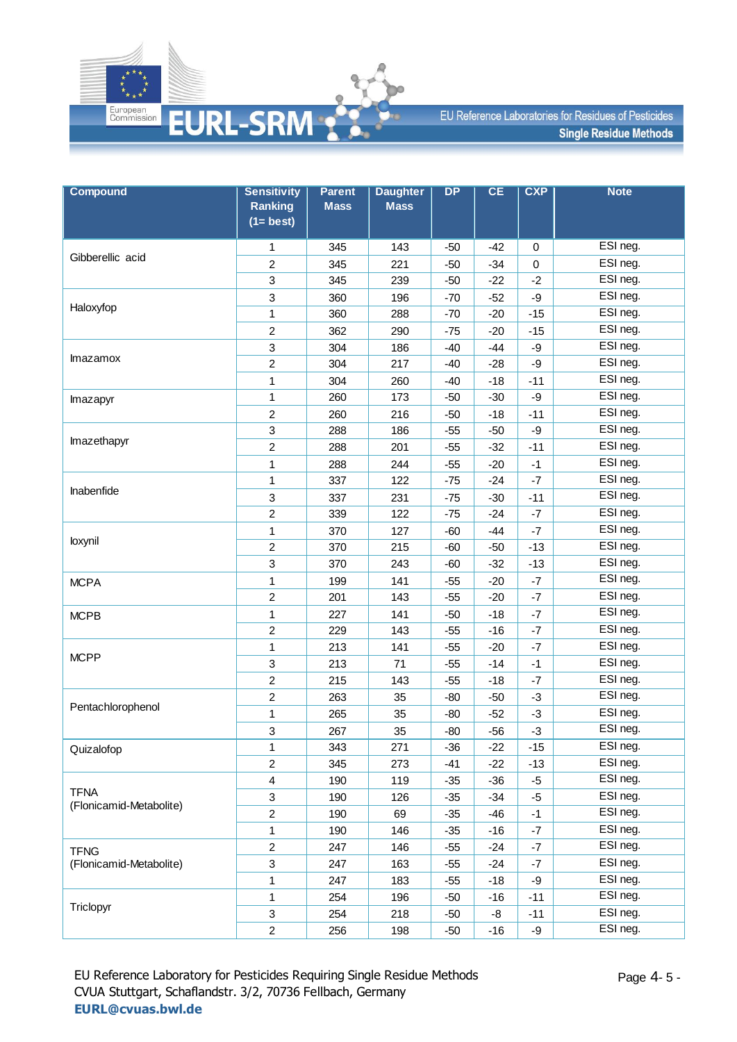| Compound | Sensitivity Ranking (1= best) | Parent Mass | Daughter Mass | DP | CE | CXP | Note |
|---|---|---|---|---|---|---|---|
| Gibberellic acid | 1 | 345 | 143 | -50 | -42 | 0 | ESI neg. |
| | 2 | 345 | 221 | -50 | -34 | 0 | ESI neg. |
| | 3 | 345 | 239 | -50 | -22 | -2 | ESI neg. |
| Haloxyfop | 3 | 360 | 196 | -70 | -52 | -9 | ESI neg. |
| | 1 | 360 | 288 | -70 | -20 | -15 | ESI neg. |
| | 2 | 362 | 290 | -75 | -20 | -15 | ESI neg. |
| Imazamox | 3 | 304 | 186 | -40 | -44 | -9 | ESI neg. |
| | 2 | 304 | 217 | -40 | -28 | -9 | ESI neg. |
| | 1 | 304 | 260 | -40 | -18 | -11 | ESI neg. |
| Imazapyr | 1 | 260 | 173 | -50 | -30 | -9 | ESI neg. |
| | 2 | 260 | 216 | -50 | -18 | -11 | ESI neg. |
| Imazethapyr | 3 | 288 | 186 | -55 | -50 | -9 | ESI neg. |
| | 2 | 288 | 201 | -55 | -32 | -11 | ESI neg. |
| | 1 | 288 | 244 | -55 | -20 | -1 | ESI neg. |
| Inabenfide | 1 | 337 | 122 | -75 | -24 | -7 | ESI neg. |
| | 3 | 337 | 231 | -75 | -30 | -11 | ESI neg. |
| | 2 | 339 | 122 | -75 | -24 | -7 | ESI neg. |
| Ioxynil | 1 | 370 | 127 | -60 | -44 | -7 | ESI neg. |
| | 2 | 370 | 215 | -60 | -50 | -13 | ESI neg. |
| | 3 | 370 | 243 | -60 | -32 | -13 | ESI neg. |
| MCPA | 1 | 199 | 141 | -55 | -20 | -7 | ESI neg. |
| | 2 | 201 | 143 | -55 | -20 | -7 | ESI neg. |
| MCPB | 1 | 227 | 141 | -50 | -18 | -7 | ESI neg. |
| | 2 | 229 | 143 | -55 | -16 | -7 | ESI neg. |
| MCPP | 1 | 213 | 141 | -55 | -20 | -7 | ESI neg. |
| | 3 | 213 | 71 | -55 | -14 | -1 | ESI neg. |
| | 2 | 215 | 143 | -55 | -18 | -7 | ESI neg. |
| Pentachlorophenol | 2 | 263 | 35 | -80 | -50 | -3 | ESI neg. |
| | 1 | 265 | 35 | -80 | -52 | -3 | ESI neg. |
| | 3 | 267 | 35 | -80 | -56 | -3 | ESI neg. |
| Quizalofop | 1 | 343 | 271 | -36 | -22 | -15 | ESI neg. |
| | 2 | 345 | 273 | -41 | -22 | -13 | ESI neg. |
| TFNA (Flonicamid-Metabolite) | 4 | 190 | 119 | -35 | -36 | -5 | ESI neg. |
| | 3 | 190 | 126 | -35 | -34 | -5 | ESI neg. |
| | 2 | 190 | 69 | -35 | -46 | -1 | ESI neg. |
| | 1 | 190 | 146 | -35 | -16 | -7 | ESI neg. |
| TFNG (Flonicamid-Metabolite) | 2 | 247 | 146 | -55 | -24 | -7 | ESI neg. |
| | 3 | 247 | 163 | -55 | -24 | -7 | ESI neg. |
| | 1 | 247 | 183 | -55 | -18 | -9 | ESI neg. |
| Triclopyr | 1 | 254 | 196 | -50 | -16 | -11 | ESI neg. |
| | 3 | 254 | 218 | -50 | -8 | -11 | ESI neg. |
| | 2 | 256 | 198 | -50 | -16 | -9 | ESI neg. |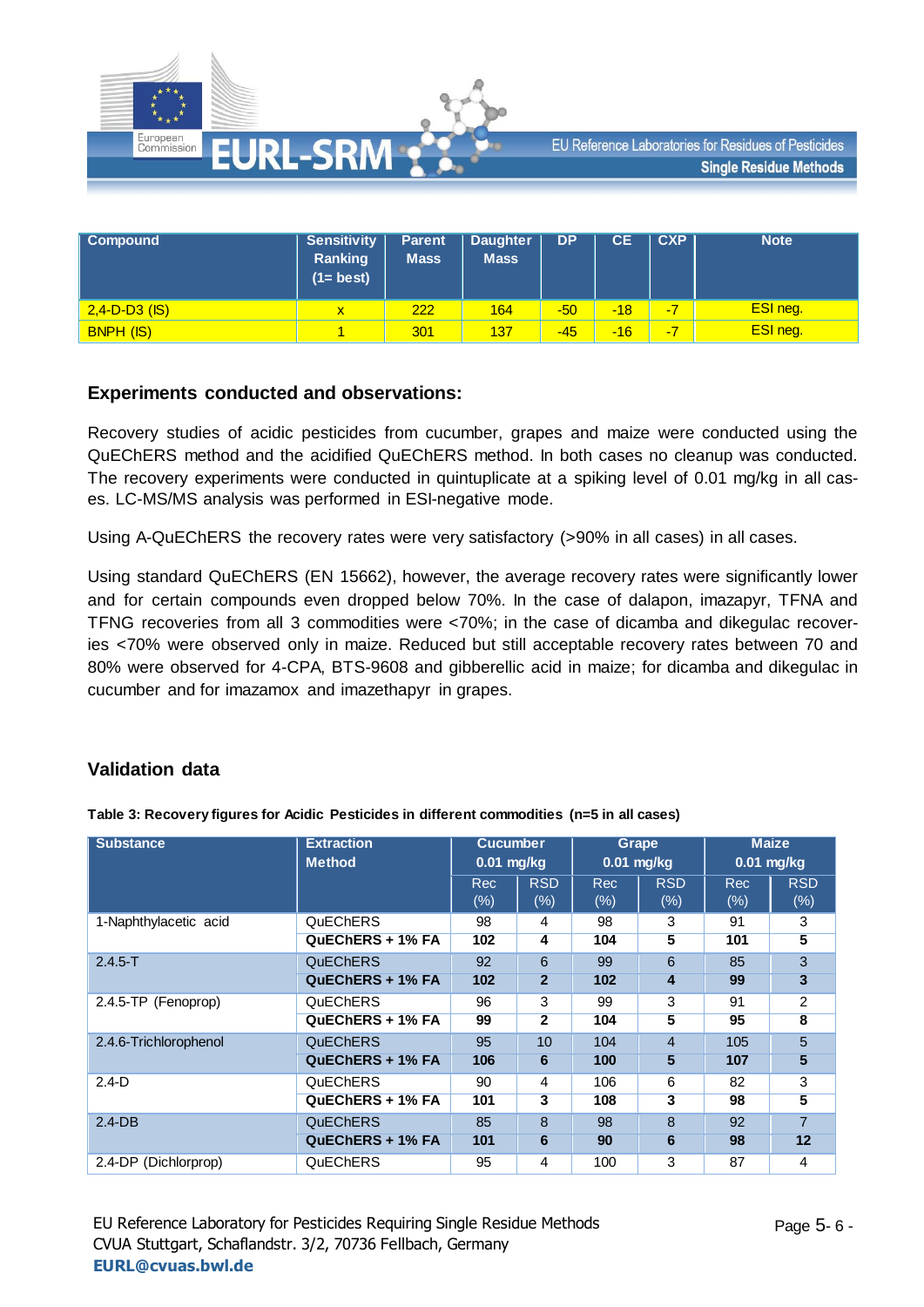| Compound | Sensitivity Ranking (1= best) | Parent Mass | Daughter Mass | DP | CE | CXP | Note |
|---|---|---|---|---|---|---|---|
| 2,4-D-D3 (IS) | x | 222 | 164 | -50 | -18 | -7 | ESI neg. |
| BNPH (IS) | 1 | 301 | 137 | -45 | -16 | -7 | ESI neg. |

### Experiments conducted and observations:

Recovery studies of acidic pesticides from cucumber, grapes and maize were conducted using the QuEChERS method and the acidified QuEChERS method. In both cases no cleanup was conducted. The recovery experiments were conducted in quintuplicate at a spiking level of 0.01 mg/kg in all cases. LC-MS/MS analysis was performed in ESI-negative mode.

Using A-QuEChERS the recovery rates were very satisfactory (>90% in all cases) in all cases.

Using standard QuEChERS (EN 15662), however, the average recovery rates were significantly lower and for certain compounds even dropped below 70%. In the case of dalapon, imazapyr, TFNA and TFNG recoveries from all 3 commodities were <70%; in the case of dicamba and dikegulac recoveries <70% were observed only in maize. Reduced but still acceptable recovery rates between 70 and 80% were observed for 4-CPA, BTS-9608 and gibberellic acid in maize; for dicamba and dikegulac in cucumber and for imazamox and imazethapyr in grapes.

### Validation data

**Table 3: Recovery figures for Acidic Pesticides in different commodities (n=5 in all cases)**

| Substance | Extraction Method | Cucumber 0.01 mg/kg | | Grape 0.01 mg/kg | | Maize 0.01 mg/kg | |
|---|---|---|---|---|---|---|---|
| | | Rec (%) | RSD (%) | Rec (%) | RSD (%) | Rec (%) | RSD (%) |
| 1-Naphthylacetic acid | QuEChERS | 98 | 4 | 98 | 3 | 91 | 3 |
| | **QuEChERS + 1% FA** | **102** | **4** | **104** | **5** | **101** | **5** |
| 2.4.5-T | QuEChERS | 92 | 6 | 99 | 6 | 85 | 3 |
| | **QuEChERS + 1% FA** | **102** | **2** | **102** | **4** | **99** | **3** |
| 2.4.5-TP (Fenoprop) | QuEChERS | 96 | 3 | 99 | 3 | 91 | 2 |
| | **QuEChERS + 1% FA** | **99** | **2** | **104** | **5** | **95** | **8** |
| 2.4.6-Trichlorophenol | QuEChERS | 95 | 10 | 104 | 4 | 105 | 5 |
| | **QuEChERS + 1% FA** | **106** | **6** | **100** | **5** | **107** | **5** |
| 2.4-D | QuEChERS | 90 | 4 | 106 | 6 | 82 | 3 |
| | **QuEChERS + 1% FA** | **101** | **3** | **108** | **3** | **98** | **5** |
| 2.4-DB | QuEChERS | 85 | 8 | 98 | 8 | 92 | 7 |
| | **QuEChERS + 1% FA** | **101** | **6** | **90** | **6** | **98** | **12** |
| 2.4-DP (Dichlorprop) | QuEChERS | 95 | 4 | 100 | 3 | 87 | 4 |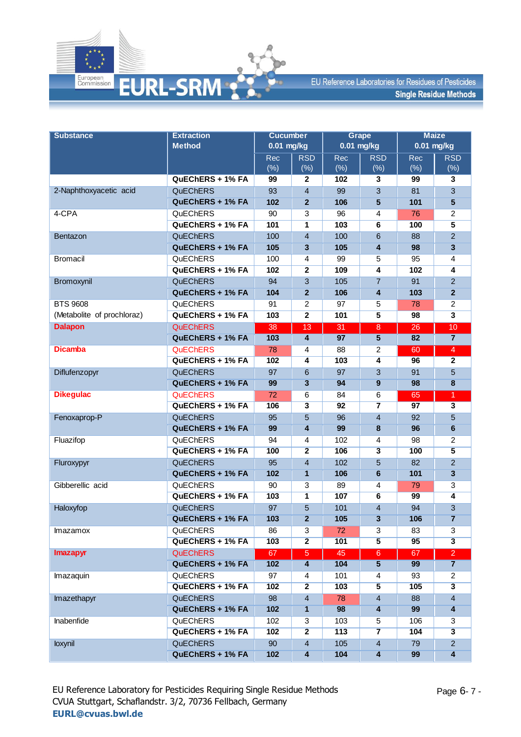| Substance | Extraction Method | Cucumber 0.01 mg/kg | | Grape 0.01 mg/kg | | Maize 0.01 mg/kg | |
|---|---|---|---|---|---|---|---|
| | | Rec (%) | RSD (%) | Rec (%) | RSD (%) | Rec (%) | RSD (%) |
| | **QuEChERS + 1% FA** | **99** | **2** | **102** | **3** | **99** | **3** |
| 2-Naphthoxyacetic acid | QuEChERS | 93 | 4 | 99 | 3 | 81 | 3 |
| | **QuEChERS + 1% FA** | **102** | **2** | **106** | **5** | **101** | **5** |
| 4-CPA | QuEChERS | 90 | 3 | 96 | 4 | 76 | 2 |
| | **QuEChERS + 1% FA** | **101** | **1** | **103** | **6** | **100** | **5** |
| Bentazon | QuEChERS | 100 | 4 | 100 | 6 | 88 | 2 |
| | **QuEChERS + 1% FA** | **105** | **3** | **105** | **4** | **98** | **3** |
| Bromacil | QuEChERS | 100 | 4 | 99 | 5 | 95 | 4 |
| | **QuEChERS + 1% FA** | **102** | **2** | **109** | **4** | **102** | **4** |
| Bromoxynil | QuEChERS | 94 | 3 | 105 | 7 | 91 | 2 |
| | **QuEChERS + 1% FA** | **104** | **2** | **106** | **4** | **103** | **2** |
| BTS 9608 (Metabolite of prochloraz) | QuEChERS | 91 | 2 | 97 | 5 | 78 | 2 |
| | **QuEChERS + 1% FA** | **103** | **2** | **101** | **5** | **98** | **3** |
| Dalapon | QuEChERS | 38 | 13 | 31 | 8 | 26 | 10 |
| | **QuEChERS + 1% FA** | **103** | **4** | **97** | **5** | **82** | **7** |
| Dicamba | QuEChERS | 78 | 4 | 88 | 2 | 60 | 4 |
| | **QuEChERS + 1% FA** | **102** | **4** | **103** | **4** | **96** | **2** |
| Diflufenzopyr | QuEChERS | 97 | 6 | 97 | 3 | 91 | 5 |
| | **QuEChERS + 1% FA** | **99** | **3** | **94** | **9** | **98** | **8** |
| Dikegulac | QuEChERS | 72 | 6 | 84 | 6 | 65 | 1 |
| | **QuEChERS + 1% FA** | **106** | **3** | **92** | **7** | **97** | **3** |
| Fenoxaprop-P | QuEChERS | 95 | 5 | 96 | 4 | 92 | 5 |
| | **QuEChERS + 1% FA** | **99** | **4** | **99** | **8** | **96** | **6** |
| Fluazifop | QuEChERS | 94 | 4 | 102 | 4 | 98 | 2 |
| | **QuEChERS + 1% FA** | **100** | **2** | **106** | **3** | **100** | **5** |
| Fluroxypyr | QuEChERS | 95 | 4 | 102 | 5 | 82 | 2 |
| | **QuEChERS + 1% FA** | **102** | **1** | **106** | **6** | **101** | **3** |
| Gibberellic acid | QuEChERS | 90 | 3 | 89 | 4 | 79 | 3 |
| | **QuEChERS + 1% FA** | **103** | **1** | **107** | **6** | **99** | **4** |
| Haloxyfop | QuEChERS | 97 | 5 | 101 | 4 | 94 | 3 |
| | **QuEChERS + 1% FA** | **103** | **2** | **105** | **3** | **106** | **7** |
| Imazamox | QuEChERS | 86 | 3 | 72 | 3 | 83 | 3 |
| | **QuEChERS + 1% FA** | **103** | **2** | **101** | **5** | **95** | **3** |
| Imazapyr | QuEChERS | 67 | 5 | 45 | 6 | 67 | 2 |
| | **QuEChERS + 1% FA** | **102** | **4** | **104** | **5** | **99** | **7** |
| Imazaquin | QuEChERS | 97 | 4 | 101 | 4 | 93 | 2 |
| | **QuEChERS + 1% FA** | **102** | **2** | **103** | **5** | **105** | **3** |
| Imazethapyr | QuEChERS | 98 | 4 | 78 | 4 | 88 | 4 |
| | **QuEChERS + 1% FA** | **102** | **1** | **98** | **4** | **99** | **4** |
| Inabenfide | QuEChERS | 102 | 3 | 103 | 5 | 106 | 3 |
| | **QuEChERS + 1% FA** | **102** | **2** | **113** | **7** | **104** | **3** |
| Ioxynil | QuEChERS | 90 | 4 | 105 | 4 | 79 | 2 |
| | **QuEChERS + 1% FA** | **102** | **4** | **104** | **4** | **99** | **4** |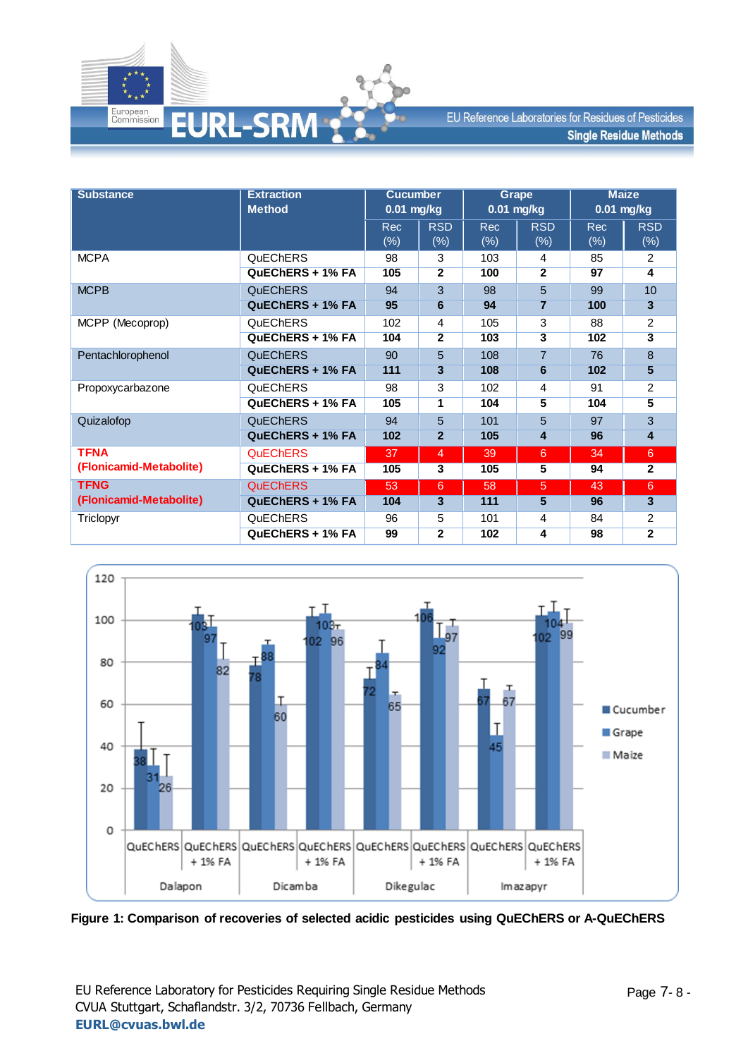| Substance | Extraction Method | Cucumber 0.01 mg/kg | | Grape 0.01 mg/kg | | Maize 0.01 mg/kg | |
|---|---|---|---|---|---|---|---|
| | | Rec (%) | RSD (%) | Rec (%) | RSD (%) | Rec (%) | RSD (%) |
| MCPA | QuEChERS | 98 | 3 | 103 | 4 | 85 | 2 |
| | **QuEChERS + 1% FA** | **105** | **2** | **100** | **2** | **97** | **4** |
| MCPB | QuEChERS | 94 | 3 | 98 | 5 | 99 | 10 |
| | **QuEChERS + 1% FA** | **95** | **6** | **94** | **7** | **100** | **3** |
| MCPP (Mecoprop) | QuEChERS | 102 | 4 | 105 | 3 | 88 | 2 |
| | **QuEChERS + 1% FA** | **104** | **2** | **103** | **3** | **102** | **3** |
| Pentachlorophenol | QuEChERS | 90 | 5 | 108 | 7 | 76 | 8 |
| | **QuEChERS + 1% FA** | **111** | **3** | **108** | **6** | **102** | **5** |
| Propoxycarbazone | QuEChERS | 98 | 3 | 102 | 4 | 91 | 2 |
| | **QuEChERS + 1% FA** | **105** | **1** | **104** | **5** | **104** | **5** |
| Quizalofop | QuEChERS | 94 | 5 | 101 | 5 | 97 | 3 |
| | **QuEChERS + 1% FA** | **102** | **2** | **105** | **4** | **96** | **4** |
| **TFNA (Flonicamid-Metabolite)** | QuEChERS | 37 | 4 | 39 | 6 | 34 | 6 |
| | **QuEChERS + 1% FA** | **105** | **3** | **105** | **5** | **94** | **2** |
| **TFNG (Flonicamid-Metabolite)** | QuEChERS | 53 | 6 | 58 | 5 | 43 | 6 |
| | **QuEChERS + 1% FA** | **104** | **3** | **111** | **5** | **96** | **3** |
| Triclopyr | QuEChERS | 96 | 5 | 101 | 4 | 84 | 2 |
| | **QuEChERS + 1% FA** | **99** | **2** | **102** | **4** | **98** | **2** |

| Substance | Extraction Method | Cucumber | Grape | Maize |
|---|---|---|---|---|
| Dalapon | QuEChERS | 38 | 31 | 26 |
| | QuEChERS + 1% FA | 103 | 97 | 82 |
| Dicamba | QuEChERS | 78 | 88 | 60 |
| | QuEChERS + 1% FA | 102 | 103 | 96 |
| Dikegulac | QuEChERS | 72 | 84 | 65 |
| | QuEChERS + 1% FA | 106 | 92 | 97 |
| Imazapyr | QuEChERS | 67 | 45 | 67 |
| | QuEChERS + 1% FA | 102 | 104 | 99 |

**Figure 1: Comparison of recoveries of selected acidic pesticides using QuEChERS or A-QuEChERS**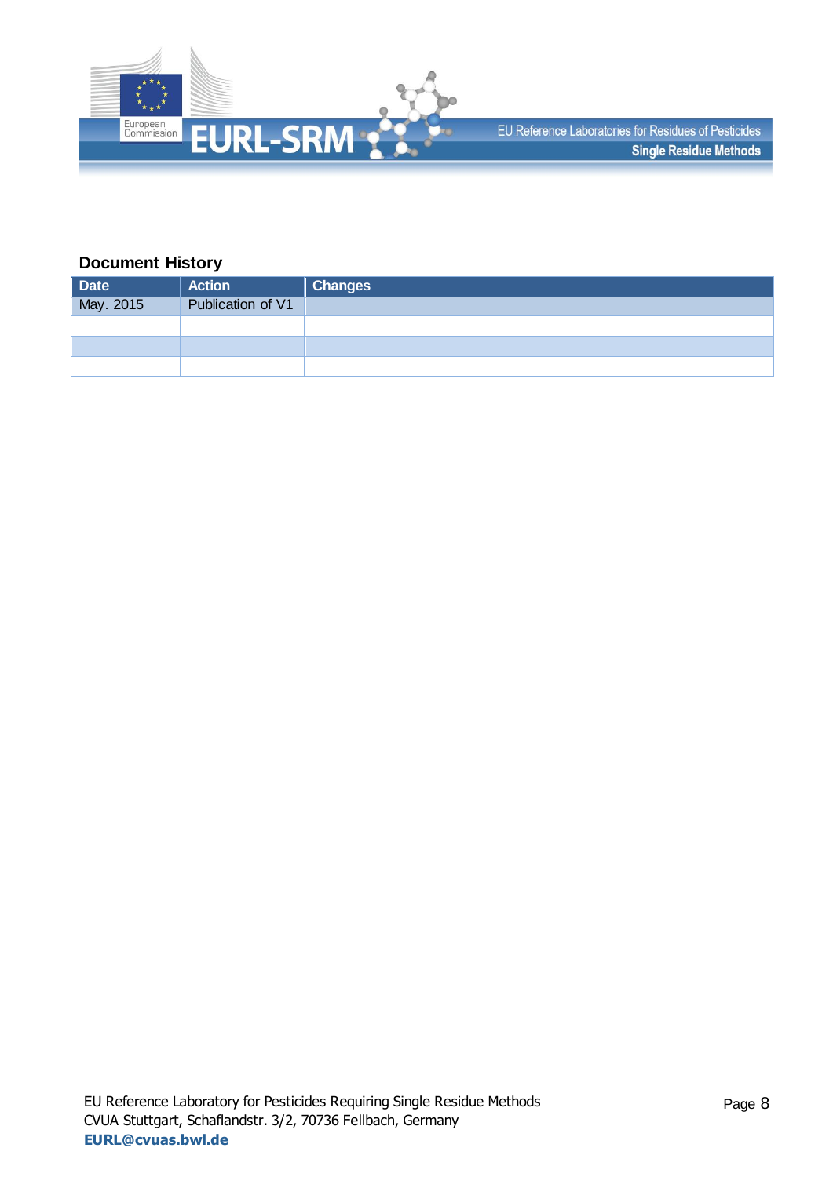**Document History**

| Date | Action | Changes |
| --- | --- | --- |
| May. 2015 | Publication of V1 | |
| | | |
| | | |
| | | |